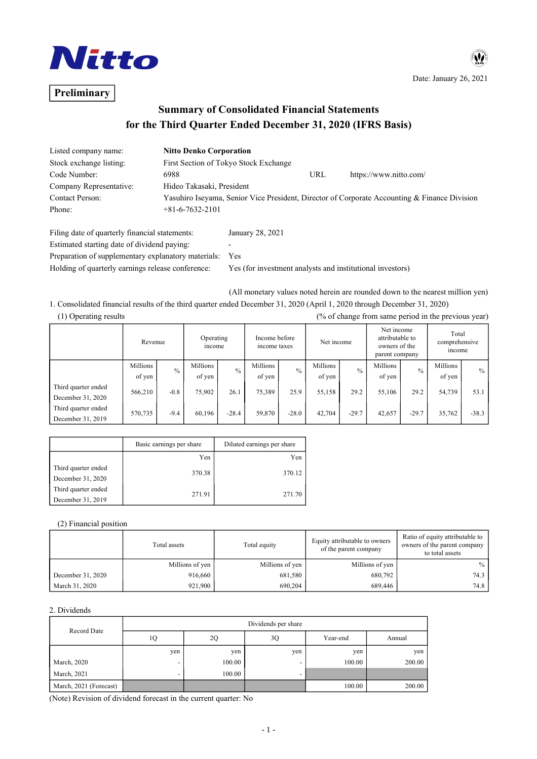Nitto

**Preliminary**

Date: January 26, 2021

# Summary of Consolidated Financial Statements for the Third Quarter Ended December 31, 2020 (IFRS Basis)

| | | | |
|---|---|---|---|
| Listed company name: | **Nitto Denko Corporation** | | |
| Stock exchange listing: | First Section of Tokyo Stock Exchange | | |
| Code Number: | 6988 | URL | https://www.nitto.com/ |
| Company Representative: | Hideo Takasaki, President | | |
| Contact Person: | Yasuhiro Iseyama, Senior Vice President, Director of Corporate Accounting & Finance Division | | |
| Phone: | +81-6-7632-2101 | | |

| | |
|---|---|
| Filing date of quarterly financial statements: | January 28, 2021 |
| Estimated starting date of dividend paying: | - |
| Preparation of supplementary explanatory materials: | Yes |
| Holding of quarterly earnings release conference: | Yes (for investment analysts and institutional investors) |

(All monetary values noted herein are rounded down to the nearest million yen)

1. Consolidated financial results of the third quarter ended December 31, 2020 (April 1, 2020 through December 31, 2020)

(1) Operating results (% of change from same period in the previous year)

| | Revenue | | Operating income | | Income before income taxes | | Net income | | Net income attributable to owners of the parent company | | Total comprehensive income | |
|---|---|---|---|---|---|---|---|---|---|---|---|---|
| | Millions of yen | % | Millions of yen | % | Millions of yen | % | Millions of yen | % | Millions of yen | % | Millions of yen | % |
| Third quarter ended December 31, 2020 | 566,210 | -0.8 | 75,902 | 26.1 | 75,389 | 25.9 | 55,158 | 29.2 | 55,106 | 29.2 | 54,739 | 53.1 |
| Third quarter ended December 31, 2019 | 570,735 | -9.4 | 60,196 | -28.4 | 59,870 | -28.0 | 42,704 | -29.7 | 42,657 | -29.7 | 35,762 | -38.3 |

| | Basic earnings per share | Diluted earnings per share |
|---|---|---|
| | Yen | Yen |
| Third quarter ended December 31, 2020 | 370.38 | 370.12 |
| Third quarter ended December 31, 2019 | 271.91 | 271.70 |

(2) Financial position

| | Total assets | Total equity | Equity attributable to owners of the parent company | Ratio of equity attributable to owners of the parent company to total assets |
|---|---|---|---|---|
| | Millions of yen | Millions of yen | Millions of yen | % |
| December 31, 2020 | 916,660 | 681,580 | 680,792 | 74.3 |
| March 31, 2020 | 921,900 | 690,204 | 689,446 | 74.8 |

2. Dividends

| Record Date | Dividends per share | | | | |
|---|---|---|---|---|---|
| | 1Q | 2Q | 3Q | Year-end | Annual |
| | yen | yen | yen | yen | yen |
| March, 2020 | - | 100.00 | - | 100.00 | 200.00 |
| March, 2021 | - | 100.00 | - | | |
| March, 2021 (Forecast) | | | | 100.00 | 200.00 |

(Note) Revision of dividend forecast in the current quarter: No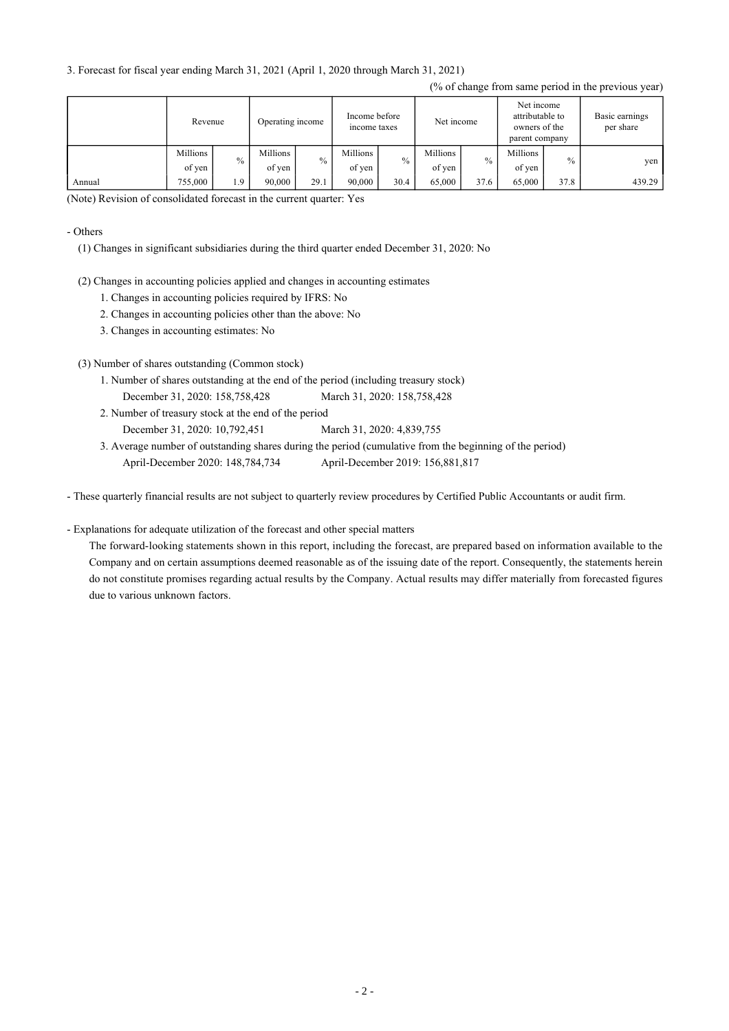3. Forecast for fiscal year ending March 31, 2021 (April 1, 2020 through March 31, 2021)

(% of change from same period in the previous year)

| | Revenue | | Operating income | | Income before income taxes | | Net income | | Net income attributable to owners of the parent company | | Basic earnings per share |
|---|---|---|---|---|---|---|---|---|---|---|---|
| | Millions of yen | % | Millions of yen | % | Millions of yen | % | Millions of yen | % | Millions of yen | % | yen |
| Annual | 755,000 | 1.9 | 90,000 | 29.1 | 90,000 | 30.4 | 65,000 | 37.6 | 65,000 | 37.8 | 439.29 |

(Note) Revision of consolidated forecast in the current quarter: Yes

- Others

(1) Changes in significant subsidiaries during the third quarter ended December 31, 2020: No

(2) Changes in accounting policies applied and changes in accounting estimates

1. Changes in accounting policies required by IFRS: No
2. Changes in accounting policies other than the above: No
3. Changes in accounting estimates: No

(3) Number of shares outstanding (Common stock)

1. Number of shares outstanding at the end of the period (including treasury stock)
   December 31, 2020: 158,758,428 March 31, 2020: 158,758,428
2. Number of treasury stock at the end of the period
   December 31, 2020: 10,792,451 March 31, 2020: 4,839,755
3. Average number of outstanding shares during the period (cumulative from the beginning of the period)
   April-December 2020: 148,784,734 April-December 2019: 156,881,817

- These quarterly financial results are not subject to quarterly review procedures by Certified Public Accountants or audit firm.

- Explanations for adequate utilization of the forecast and other special matters

The forward-looking statements shown in this report, including the forecast, are prepared based on information available to the Company and on certain assumptions deemed reasonable as of the issuing date of the report. Consequently, the statements herein do not constitute promises regarding actual results by the Company. Actual results may differ materially from forecasted figures due to various unknown factors.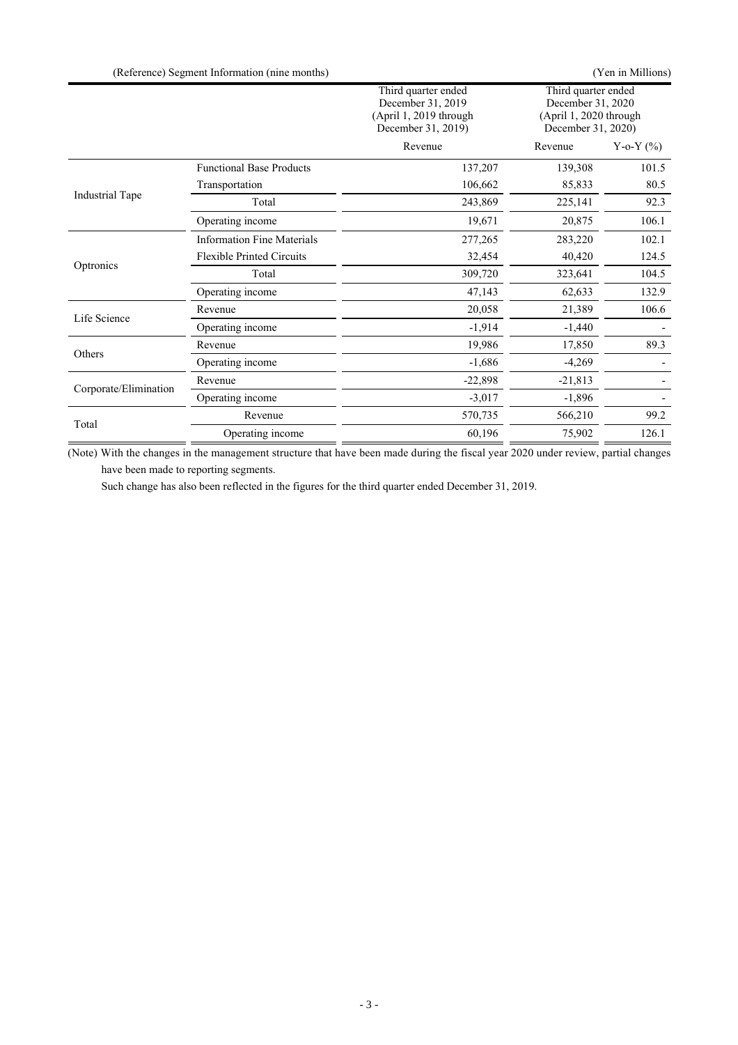(Reference) Segment Information (nine months)

(Yen in Millions)

| | | Third quarter ended December 31, 2019 (April 1, 2019 through December 31, 2019) | Third quarter ended December 31, 2020 (April 1, 2020 through December 31, 2020) | |
|---|---|---|---|---|
| | | Revenue | Revenue | Y-o-Y (%) |
| Industrial Tape | Functional Base Products | 137,207 | 139,308 | 101.5 |
| | Transportation | 106,662 | 85,833 | 80.5 |
| | Total | 243,869 | 225,141 | 92.3 |
| | Operating income | 19,671 | 20,875 | 106.1 |
| Optronics | Information Fine Materials | 277,265 | 283,220 | 102.1 |
| | Flexible Printed Circuits | 32,454 | 40,420 | 124.5 |
| | Total | 309,720 | 323,641 | 104.5 |
| | Operating income | 47,143 | 62,633 | 132.9 |
| Life Science | Revenue | 20,058 | 21,389 | 106.6 |
| | Operating income | -1,914 | -1,440 | - |
| Others | Revenue | 19,986 | 17,850 | 89.3 |
| | Operating income | -1,686 | -4,269 | - |
| Corporate/Elimination | Revenue | -22,898 | -21,813 | - |
| | Operating income | -3,017 | -1,896 | - |
| Total | Revenue | 570,735 | 566,210 | 99.2 |
| | Operating income | 60,196 | 75,902 | 126.1 |

(Note) With the changes in the management structure that have been made during the fiscal year 2020 under review, partial changes have been made to reporting segments.

Such change has also been reflected in the figures for the third quarter ended December 31, 2019.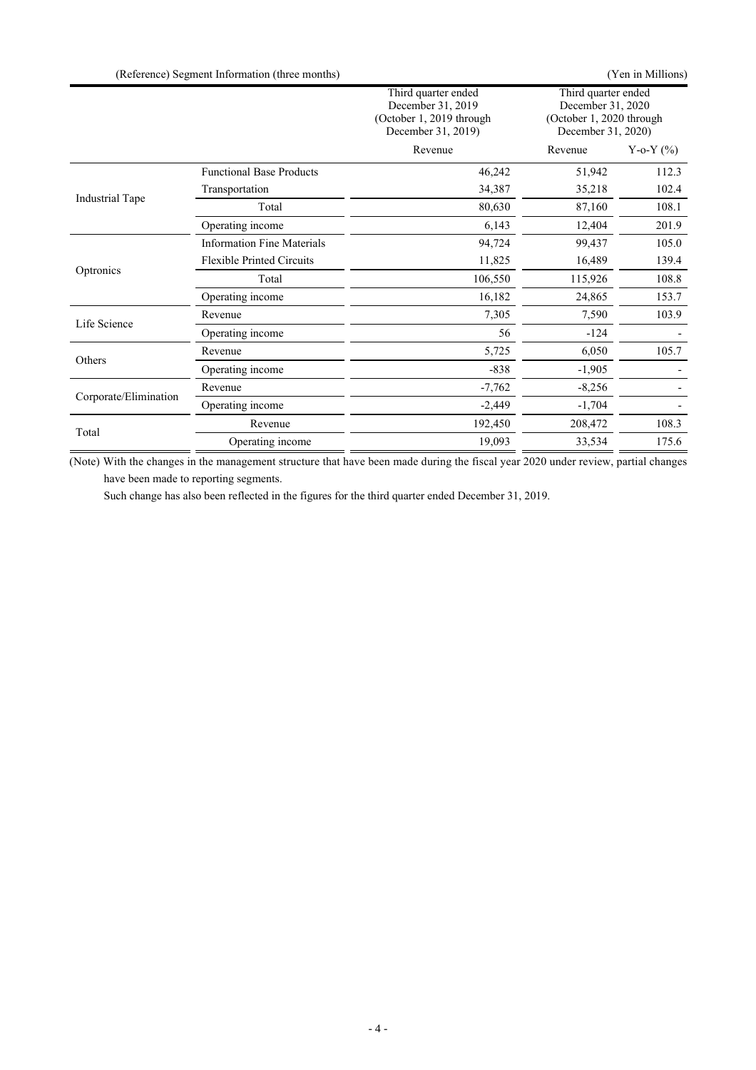(Reference) Segment Information (three months)

(Yen in Millions)

| | | Third quarter ended December 31, 2019 (October 1, 2019 through December 31, 2019) | Third quarter ended December 31, 2020 (October 1, 2020 through December 31, 2020) | |
|---|---|---|---|---|
| | | Revenue | Revenue | Y-o-Y (%) |
| Industrial Tape | Functional Base Products | 46,242 | 51,942 | 112.3 |
| | Transportation | 34,387 | 35,218 | 102.4 |
| | Total | 80,630 | 87,160 | 108.1 |
| | Operating income | 6,143 | 12,404 | 201.9 |
| Optronics | Information Fine Materials | 94,724 | 99,437 | 105.0 |
| | Flexible Printed Circuits | 11,825 | 16,489 | 139.4 |
| | Total | 106,550 | 115,926 | 108.8 |
| | Operating income | 16,182 | 24,865 | 153.7 |
| Life Science | Revenue | 7,305 | 7,590 | 103.9 |
| | Operating income | 56 | -124 | - |
| Others | Revenue | 5,725 | 6,050 | 105.7 |
| | Operating income | -838 | -1,905 | - |
| Corporate/Elimination | Revenue | -7,762 | -8,256 | - |
| | Operating income | -2,449 | -1,704 | - |
| Total | Revenue | 192,450 | 208,472 | 108.3 |
| | Operating income | 19,093 | 33,534 | 175.6 |

(Note) With the changes in the management structure that have been made during the fiscal year 2020 under review, partial changes have been made to reporting segments.

Such change has also been reflected in the figures for the third quarter ended December 31, 2019.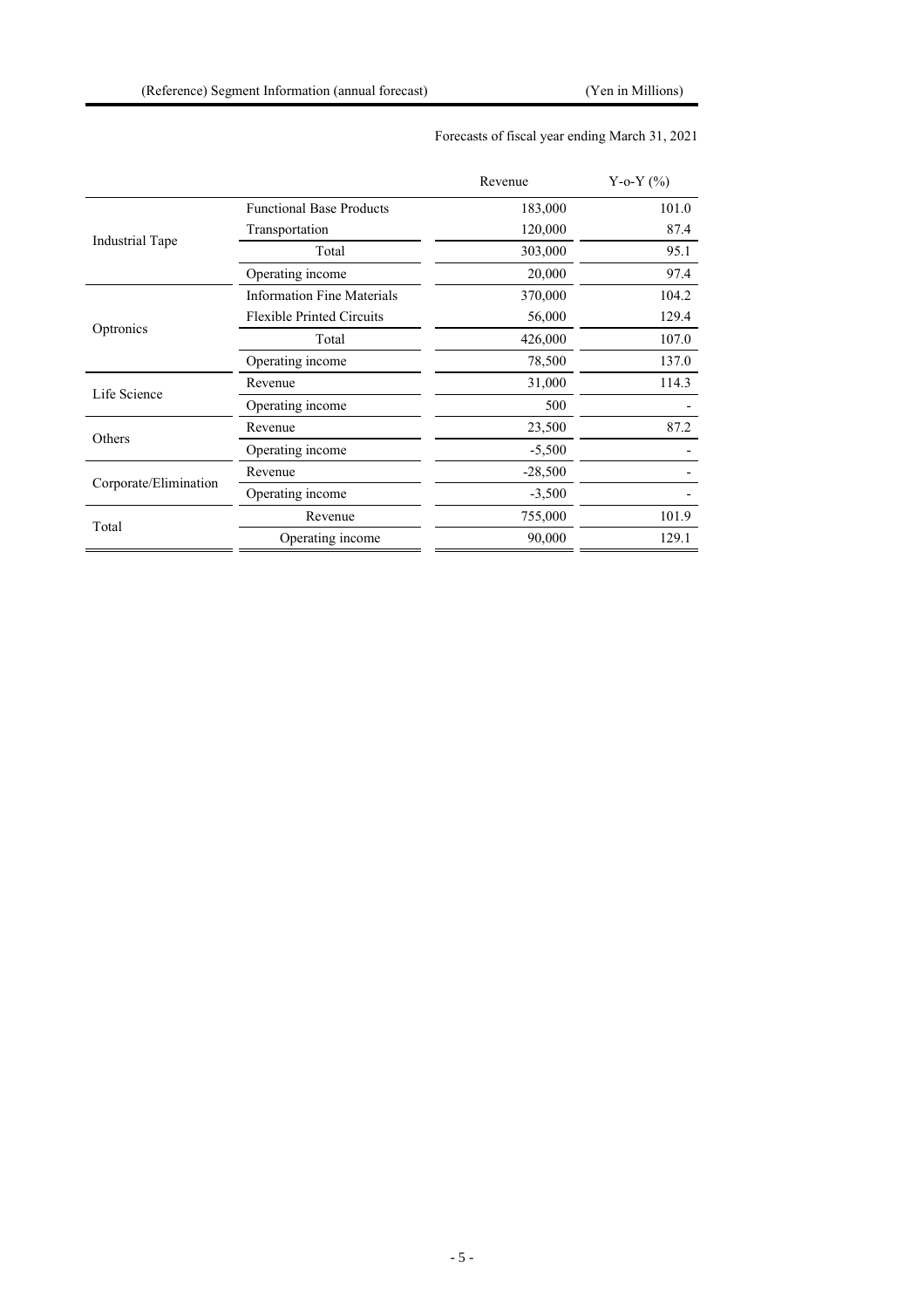(Reference) Segment Information (annual forecast) (Yen in Millions)

| | | Forecasts of fiscal year ending March 31, 2021 | |
|---|---|---|---|
| | | Revenue | Y-o-Y (%) |
| Industrial Tape | Functional Base Products | 183,000 | 101.0 |
| | Transportation | 120,000 | 87.4 |
| | Total | 303,000 | 95.1 |
| | Operating income | 20,000 | 97.4 |
| Optronics | Information Fine Materials | 370,000 | 104.2 |
| | Flexible Printed Circuits | 56,000 | 129.4 |
| | Total | 426,000 | 107.0 |
| | Operating income | 78,500 | 137.0 |
| Life Science | Revenue | 31,000 | 114.3 |
| | Operating income | 500 | - |
| Others | Revenue | 23,500 | 87.2 |
| | Operating income | -5,500 | - |
| Corporate/Elimination | Revenue | -28,500 | - |
| | Operating income | -3,500 | - |
| Total | Revenue | 755,000 | 101.9 |
| | Operating income | 90,000 | 129.1 |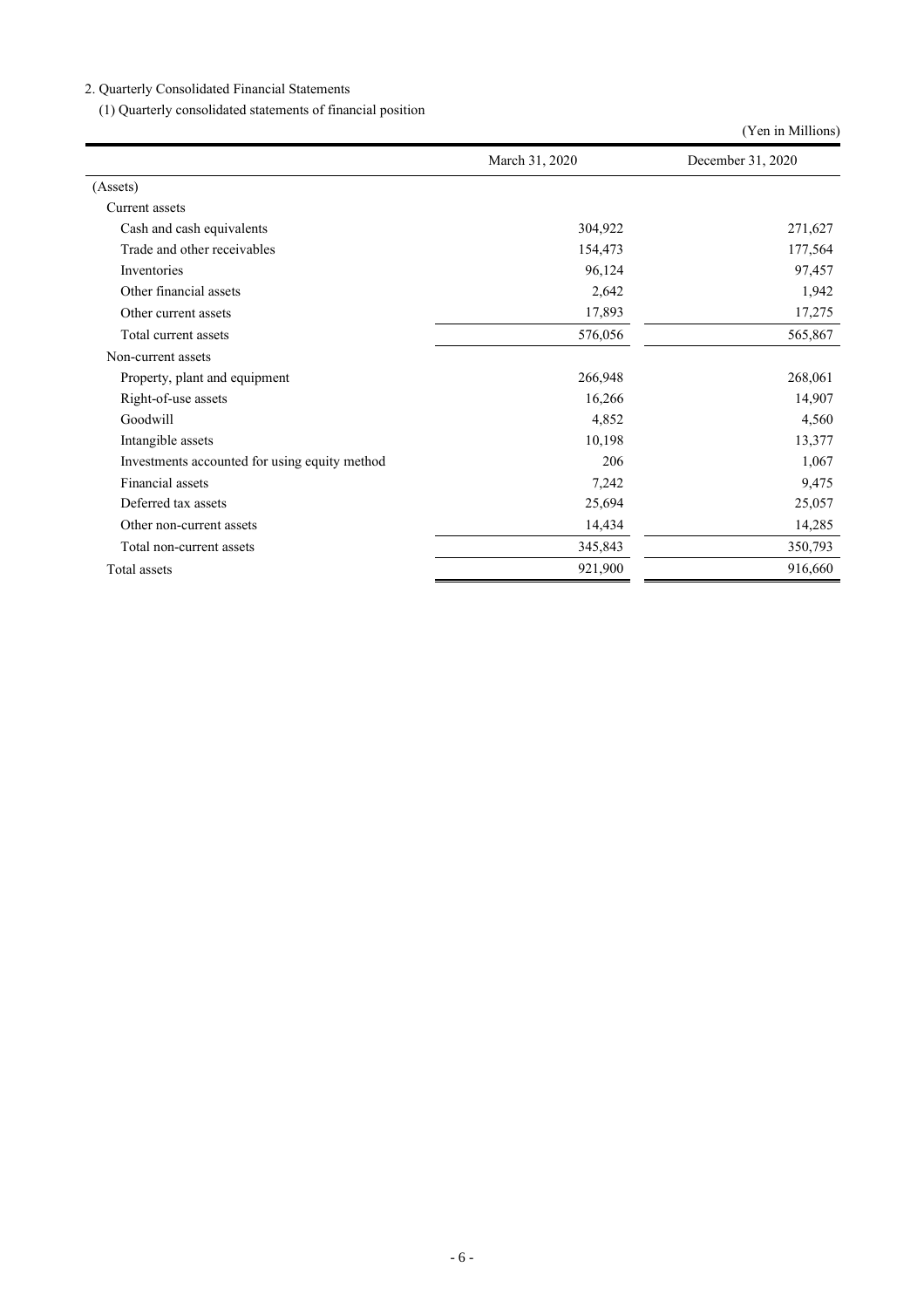2. Quarterly Consolidated Financial Statements

(1) Quarterly consolidated statements of financial position

(Yen in Millions)

| | March 31, 2020 | December 31, 2020 |
|---|---|---|
| (Assets) | | |
| Current assets | | |
| Cash and cash equivalents | 304,922 | 271,627 |
| Trade and other receivables | 154,473 | 177,564 |
| Inventories | 96,124 | 97,457 |
| Other financial assets | 2,642 | 1,942 |
| Other current assets | 17,893 | 17,275 |
| Total current assets | 576,056 | 565,867 |
| Non-current assets | | |
| Property, plant and equipment | 266,948 | 268,061 |
| Right-of-use assets | 16,266 | 14,907 |
| Goodwill | 4,852 | 4,560 |
| Intangible assets | 10,198 | 13,377 |
| Investments accounted for using equity method | 206 | 1,067 |
| Financial assets | 7,242 | 9,475 |
| Deferred tax assets | 25,694 | 25,057 |
| Other non-current assets | 14,434 | 14,285 |
| Total non-current assets | 345,843 | 350,793 |
| Total assets | 921,900 | 916,660 |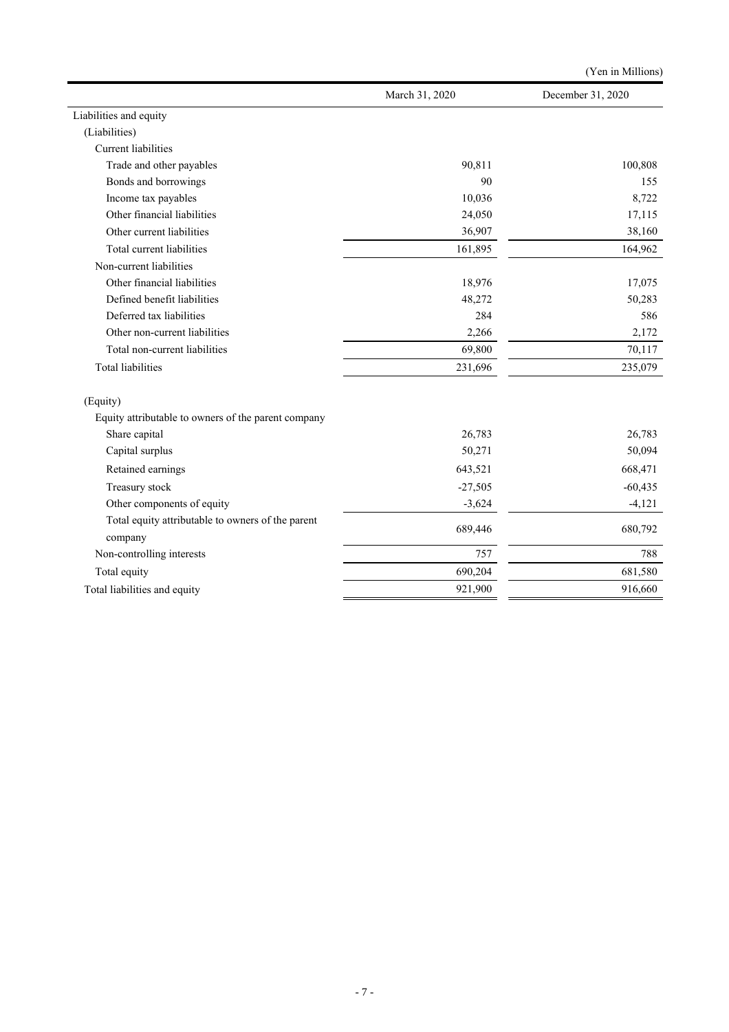(Yen in Millions)

| | March 31, 2020 | December 31, 2020 |
|---|---|---|
| Liabilities and equity | | |
| (Liabilities) | | |
| Current liabilities | | |
| Trade and other payables | 90,811 | 100,808 |
| Bonds and borrowings | 90 | 155 |
| Income tax payables | 10,036 | 8,722 |
| Other financial liabilities | 24,050 | 17,115 |
| Other current liabilities | 36,907 | 38,160 |
| Total current liabilities | 161,895 | 164,962 |
| Non-current liabilities | | |
| Other financial liabilities | 18,976 | 17,075 |
| Defined benefit liabilities | 48,272 | 50,283 |
| Deferred tax liabilities | 284 | 586 |
| Other non-current liabilities | 2,266 | 2,172 |
| Total non-current liabilities | 69,800 | 70,117 |
| Total liabilities | 231,696 | 235,079 |
| (Equity) | | |
| Equity attributable to owners of the parent company | | |
| Share capital | 26,783 | 26,783 |
| Capital surplus | 50,271 | 50,094 |
| Retained earnings | 643,521 | 668,471 |
| Treasury stock | -27,505 | -60,435 |
| Other components of equity | -3,624 | -4,121 |
| Total equity attributable to owners of the parent company | 689,446 | 680,792 |
| Non-controlling interests | 757 | 788 |
| Total equity | 690,204 | 681,580 |
| Total liabilities and equity | 921,900 | 916,660 |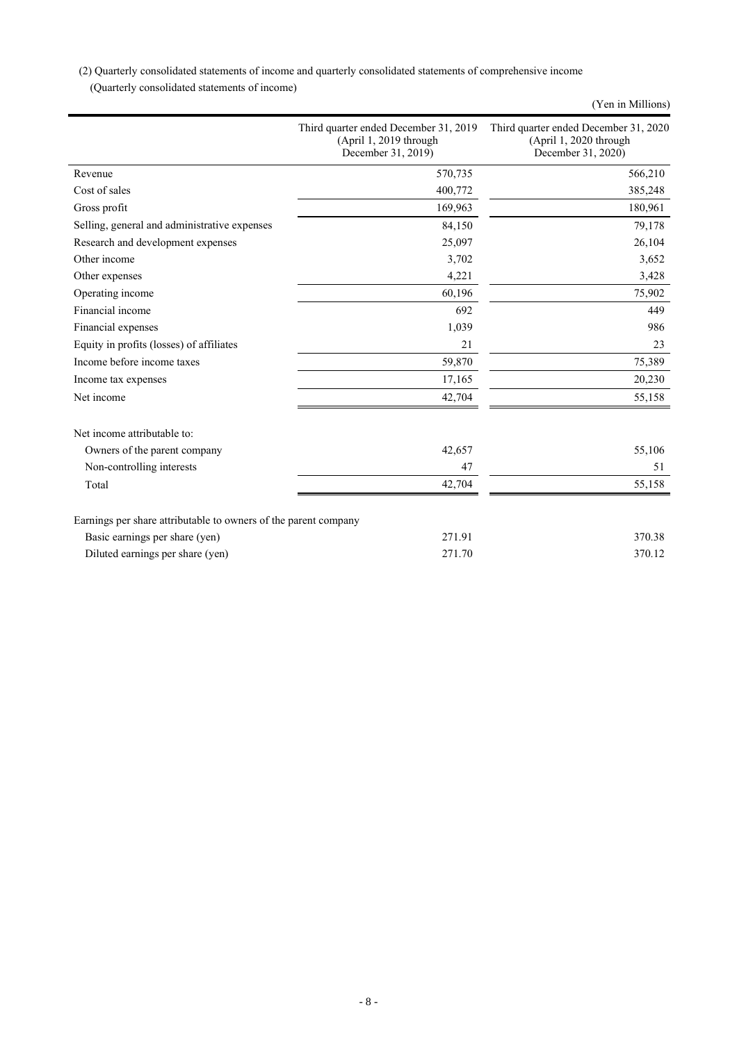(2) Quarterly consolidated statements of income and quarterly consolidated statements of comprehensive income

(Quarterly consolidated statements of income)

(Yen in Millions)

| | Third quarter ended December 31, 2019 (April 1, 2019 through December 31, 2019) | Third quarter ended December 31, 2020 (April 1, 2020 through December 31, 2020) |
|---|---|---|
| Revenue | 570,735 | 566,210 |
| Cost of sales | 400,772 | 385,248 |
| Gross profit | 169,963 | 180,961 |
| Selling, general and administrative expenses | 84,150 | 79,178 |
| Research and development expenses | 25,097 | 26,104 |
| Other income | 3,702 | 3,652 |
| Other expenses | 4,221 | 3,428 |
| Operating income | 60,196 | 75,902 |
| Financial income | 692 | 449 |
| Financial expenses | 1,039 | 986 |
| Equity in profits (losses) of affiliates | 21 | 23 |
| Income before income taxes | 59,870 | 75,389 |
| Income tax expenses | 17,165 | 20,230 |
| Net income | 42,704 | 55,158 |
| | | |
| Net income attributable to: | | |
| Owners of the parent company | 42,657 | 55,106 |
| Non-controlling interests | 47 | 51 |
| Total | 42,704 | 55,158 |
| | | |
| Earnings per share attributable to owners of the parent company | | |
| Basic earnings per share (yen) | 271.91 | 370.38 |
| Diluted earnings per share (yen) | 271.70 | 370.12 |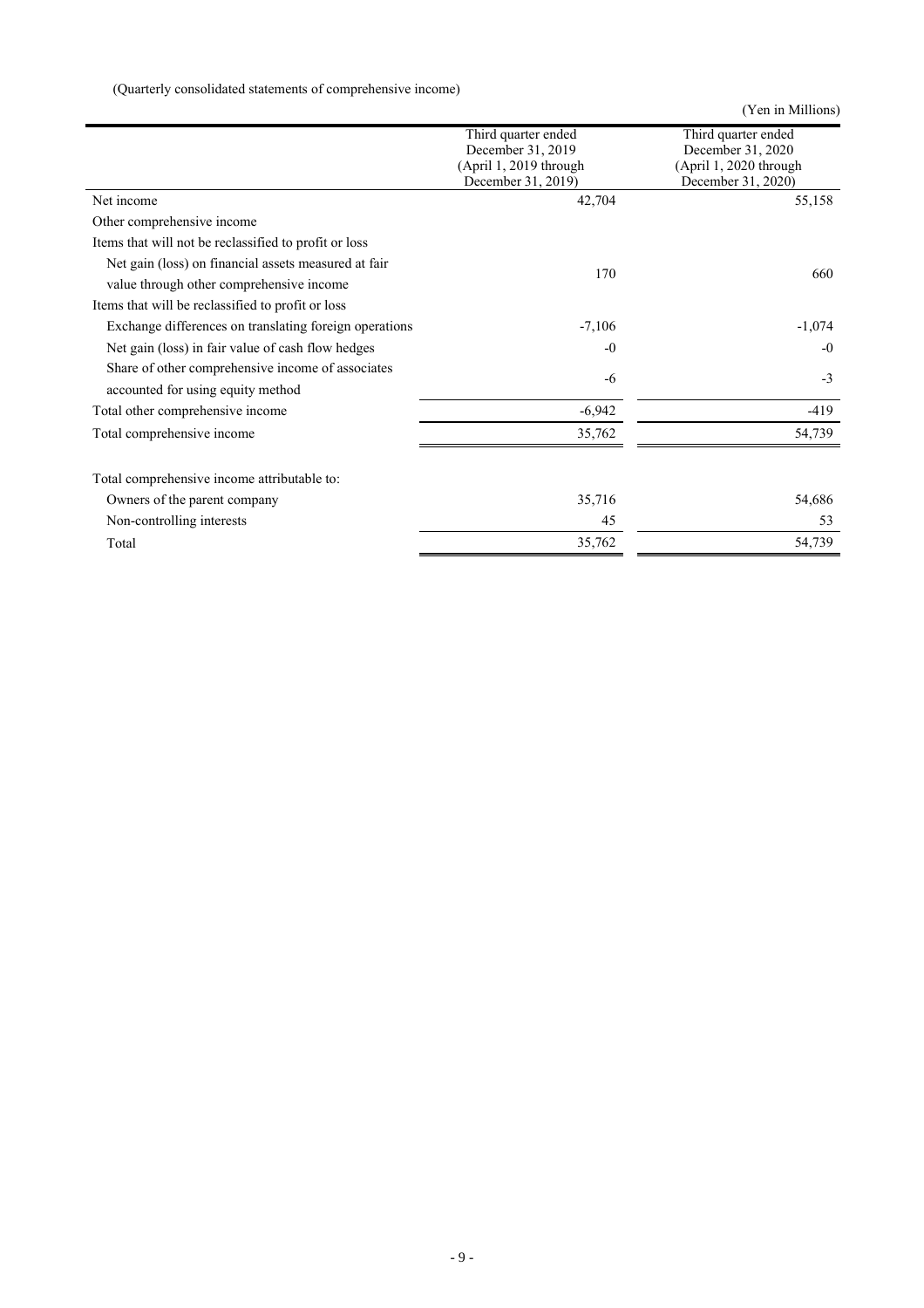(Quarterly consolidated statements of comprehensive income)

(Yen in Millions)

| | Third quarter ended December 31, 2019 (April 1, 2019 through December 31, 2019) | Third quarter ended December 31, 2020 (April 1, 2020 through December 31, 2020) |
|---|---|---|
| Net income | 42,704 | 55,158 |
| Other comprehensive income | | |
| Items that will not be reclassified to profit or loss | | |
| Net gain (loss) on financial assets measured at fair value through other comprehensive income | 170 | 660 |
| Items that will be reclassified to profit or loss | | |
| Exchange differences on translating foreign operations | -7,106 | -1,074 |
| Net gain (loss) in fair value of cash flow hedges | -0 | -0 |
| Share of other comprehensive income of associates accounted for using equity method | -6 | -3 |
| Total other comprehensive income | -6,942 | -419 |
| Total comprehensive income | 35,762 | 54,739 |
| | | |
| Total comprehensive income attributable to: | | |
| Owners of the parent company | 35,716 | 54,686 |
| Non-controlling interests | 45 | 53 |
| Total | 35,762 | 54,739 |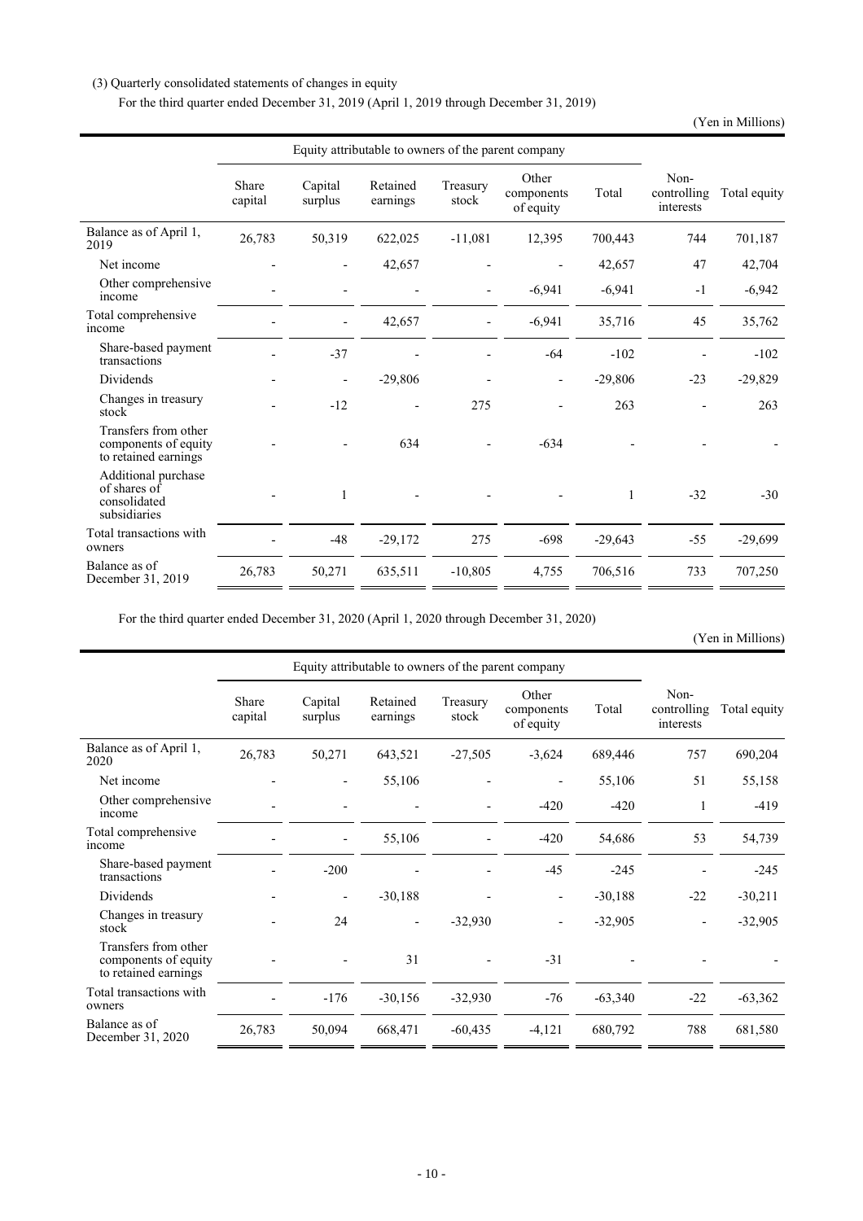(3) Quarterly consolidated statements of changes in equity

For the third quarter ended December 31, 2019 (April 1, 2019 through December 31, 2019)

(Yen in Millions)

| | Equity attributable to owners of the parent company | | | | | | | |
|---|---|---|---|---|---|---|---|---|
| | Share capital | Capital surplus | Retained earnings | Treasury stock | Other components of equity | Total | Non-controlling interests | Total equity |
| Balance as of April 1, 2019 | 26,783 | 50,319 | 622,025 | -11,081 | 12,395 | 700,443 | 744 | 701,187 |
| Net income | - | - | 42,657 | - | - | 42,657 | 47 | 42,704 |
| Other comprehensive income | - | - | - | - | -6,941 | -6,941 | -1 | -6,942 |
| Total comprehensive income | - | - | 42,657 | - | -6,941 | 35,716 | 45 | 35,762 |
| Share-based payment transactions | - | -37 | - | - | -64 | -102 | - | -102 |
| Dividends | - | - | -29,806 | - | - | -29,806 | -23 | -29,829 |
| Changes in treasury stock | - | -12 | - | 275 | - | 263 | - | 263 |
| Transfers from other components of equity to retained earnings | - | - | 634 | - | -634 | - | - | - |
| Additional purchase of shares of consolidated subsidiaries | - | 1 | - | - | - | 1 | -32 | -30 |
| Total transactions with owners | - | -48 | -29,172 | 275 | -698 | -29,643 | -55 | -29,699 |
| Balance as of December 31, 2019 | 26,783 | 50,271 | 635,511 | -10,805 | 4,755 | 706,516 | 733 | 707,250 |

For the third quarter ended December 31, 2020 (April 1, 2020 through December 31, 2020)

(Yen in Millions)

| | Equity attributable to owners of the parent company | | | | | | | |
|---|---|---|---|---|---|---|---|---|
| | Share capital | Capital surplus | Retained earnings | Treasury stock | Other components of equity | Total | Non-controlling interests | Total equity |
| Balance as of April 1, 2020 | 26,783 | 50,271 | 643,521 | -27,505 | -3,624 | 689,446 | 757 | 690,204 |
| Net income | - | - | 55,106 | - | - | 55,106 | 51 | 55,158 |
| Other comprehensive income | - | - | - | - | -420 | -420 | 1 | -419 |
| Total comprehensive income | - | - | 55,106 | - | -420 | 54,686 | 53 | 54,739 |
| Share-based payment transactions | - | -200 | - | - | -45 | -245 | - | -245 |
| Dividends | - | - | -30,188 | - | - | -30,188 | -22 | -30,211 |
| Changes in treasury stock | - | 24 | - | -32,930 | - | -32,905 | - | -32,905 |
| Transfers from other components of equity to retained earnings | - | - | 31 | - | -31 | - | - | - |
| Total transactions with owners | - | -176 | -30,156 | -32,930 | -76 | -63,340 | -22 | -63,362 |
| Balance as of December 31, 2020 | 26,783 | 50,094 | 668,471 | -60,435 | -4,121 | 680,792 | 788 | 681,580 |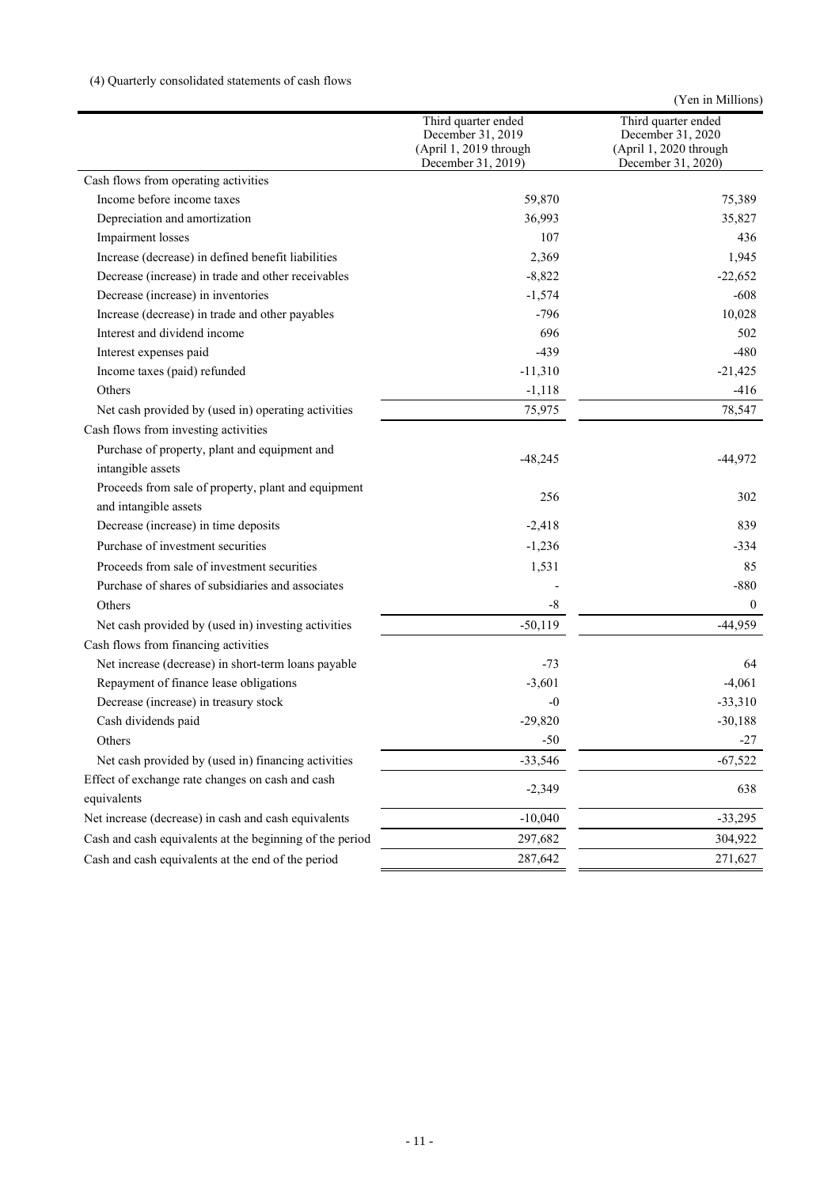(4) Quarterly consolidated statements of cash flows

(Yen in Millions)

| | Third quarter ended December 31, 2019 (April 1, 2019 through December 31, 2019) | Third quarter ended December 31, 2020 (April 1, 2020 through December 31, 2020) |
|---|---|---|
| Cash flows from operating activities | | |
| Income before income taxes | 59,870 | 75,389 |
| Depreciation and amortization | 36,993 | 35,827 |
| Impairment losses | 107 | 436 |
| Increase (decrease) in defined benefit liabilities | 2,369 | 1,945 |
| Decrease (increase) in trade and other receivables | -8,822 | -22,652 |
| Decrease (increase) in inventories | -1,574 | -608 |
| Increase (decrease) in trade and other payables | -796 | 10,028 |
| Interest and dividend income | 696 | 502 |
| Interest expenses paid | -439 | -480 |
| Income taxes (paid) refunded | -11,310 | -21,425 |
| Others | -1,118 | -416 |
| Net cash provided by (used in) operating activities | 75,975 | 78,547 |
| Cash flows from investing activities | | |
| Purchase of property, plant and equipment and intangible assets | -48,245 | -44,972 |
| Proceeds from sale of property, plant and equipment and intangible assets | 256 | 302 |
| Decrease (increase) in time deposits | -2,418 | 839 |
| Purchase of investment securities | -1,236 | -334 |
| Proceeds from sale of investment securities | 1,531 | 85 |
| Purchase of shares of subsidiaries and associates | - | -880 |
| Others | -8 | 0 |
| Net cash provided by (used in) investing activities | -50,119 | -44,959 |
| Cash flows from financing activities | | |
| Net increase (decrease) in short-term loans payable | -73 | 64 |
| Repayment of finance lease obligations | -3,601 | -4,061 |
| Decrease (increase) in treasury stock | -0 | -33,310 |
| Cash dividends paid | -29,820 | -30,188 |
| Others | -50 | -27 |
| Net cash provided by (used in) financing activities | -33,546 | -67,522 |
| Effect of exchange rate changes on cash and cash equivalents | -2,349 | 638 |
| Net increase (decrease) in cash and cash equivalents | -10,040 | -33,295 |
| Cash and cash equivalents at the beginning of the period | 297,682 | 304,922 |
| Cash and cash equivalents at the end of the period | 287,642 | 271,627 |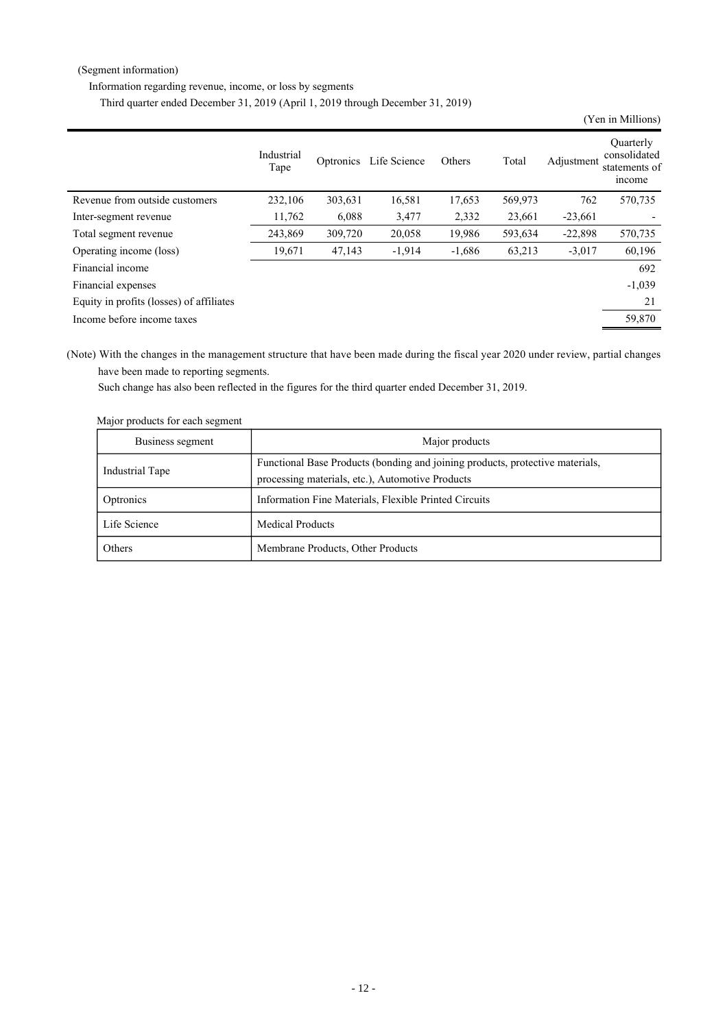(Segment information)

Information regarding revenue, income, or loss by segments

Third quarter ended December 31, 2019 (April 1, 2019 through December 31, 2019)

(Yen in Millions)

| | Industrial Tape | Optronics | Life Science | Others | Total | Adjustment | Quarterly consolidated statements of income |
|---|---|---|---|---|---|---|---|
| Revenue from outside customers | 232,106 | 303,631 | 16,581 | 17,653 | 569,973 | 762 | 570,735 |
| Inter-segment revenue | 11,762 | 6,088 | 3,477 | 2,332 | 23,661 | -23,661 | - |
| Total segment revenue | 243,869 | 309,720 | 20,058 | 19,986 | 593,634 | -22,898 | 570,735 |
| Operating income (loss) | 19,671 | 47,143 | -1,914 | -1,686 | 63,213 | -3,017 | 60,196 |
| Financial income | | | | | | | 692 |
| Financial expenses | | | | | | | -1,039 |
| Equity in profits (losses) of affiliates | | | | | | | 21 |
| Income before income taxes | | | | | | | 59,870 |

(Note) With the changes in the management structure that have been made during the fiscal year 2020 under review, partial changes have been made to reporting segments.
Such change has also been reflected in the figures for the third quarter ended December 31, 2019.

Major products for each segment

| Business segment | Major products |
|---|---|
| Industrial Tape | Functional Base Products (bonding and joining products, protective materials, processing materials, etc.), Automotive Products |
| Optronics | Information Fine Materials, Flexible Printed Circuits |
| Life Science | Medical Products |
| Others | Membrane Products, Other Products |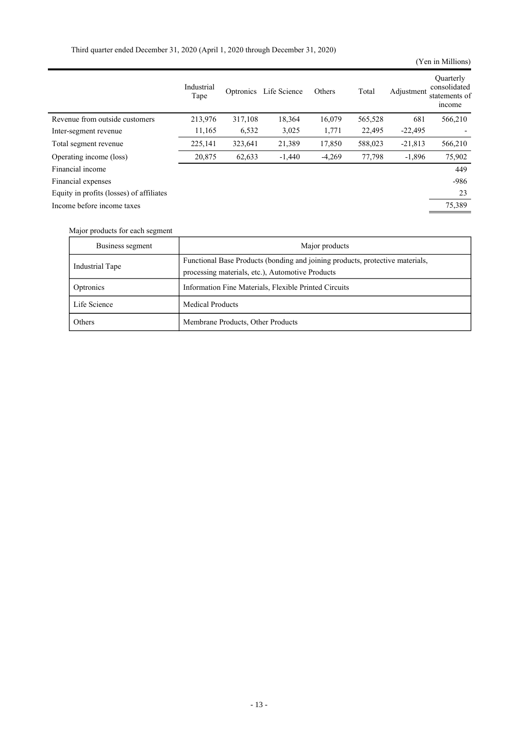Third quarter ended December 31, 2020 (April 1, 2020 through December 31, 2020)

(Yen in Millions)

| | Industrial Tape | Optronics | Life Science | Others | Total | Adjustment | Quarterly consolidated statements of income |
|---|---|---|---|---|---|---|---|
| Revenue from outside customers | 213,976 | 317,108 | 18,364 | 16,079 | 565,528 | 681 | 566,210 |
| Inter-segment revenue | 11,165 | 6,532 | 3,025 | 1,771 | 22,495 | -22,495 | - |
| Total segment revenue | 225,141 | 323,641 | 21,389 | 17,850 | 588,023 | -21,813 | 566,210 |
| Operating income (loss) | 20,875 | 62,633 | -1,440 | -4,269 | 77,798 | -1,896 | 75,902 |
| Financial income | | | | | | | 449 |
| Financial expenses | | | | | | | -986 |
| Equity in profits (losses) of affiliates | | | | | | | 23 |
| Income before income taxes | | | | | | | 75,389 |

Major products for each segment

| Business segment | Major products |
|---|---|
| Industrial Tape | Functional Base Products (bonding and joining products, protective materials, processing materials, etc.), Automotive Products |
| Optronics | Information Fine Materials, Flexible Printed Circuits |
| Life Science | Medical Products |
| Others | Membrane Products, Other Products |